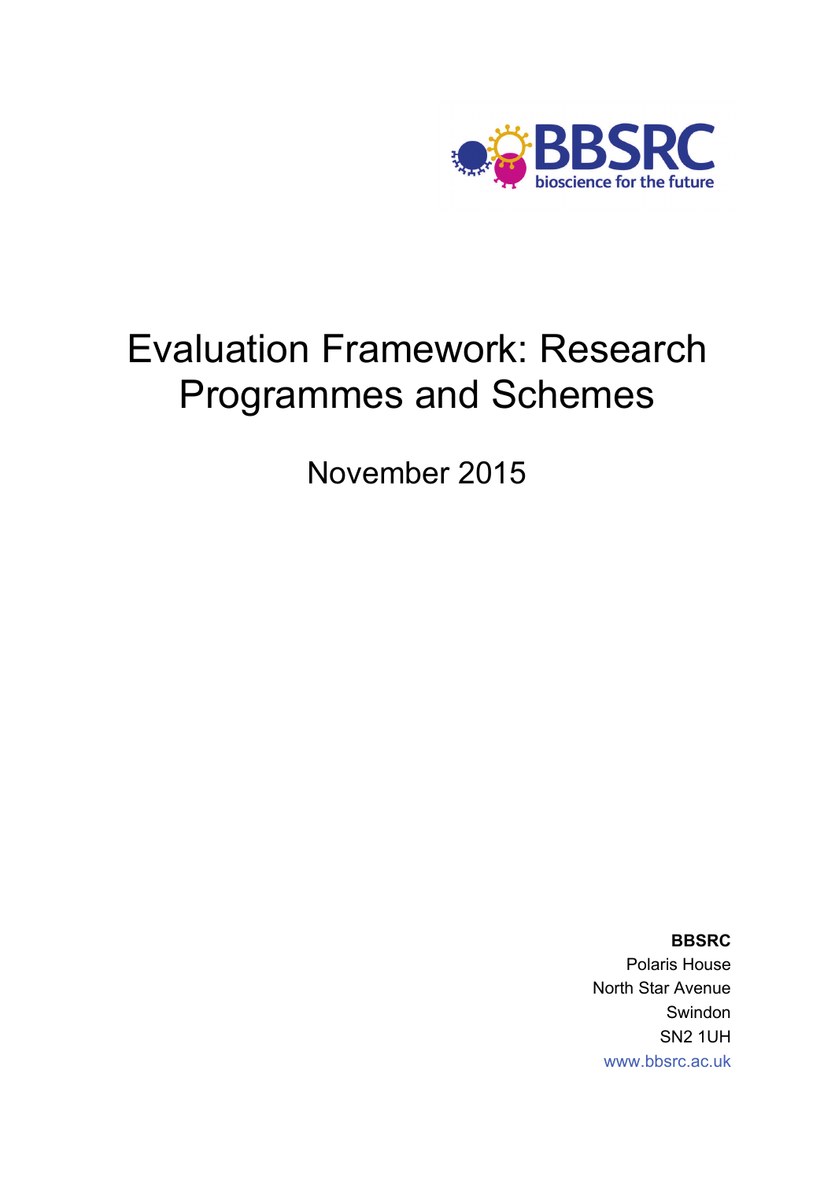BBSRC
bioscience for the future

# Evaluation Framework: Research Programmes and Schemes

November 2015

**BBSRC**
Polaris House
North Star Avenue
Swindon
SN2 1UH
www.bbsrc.ac.uk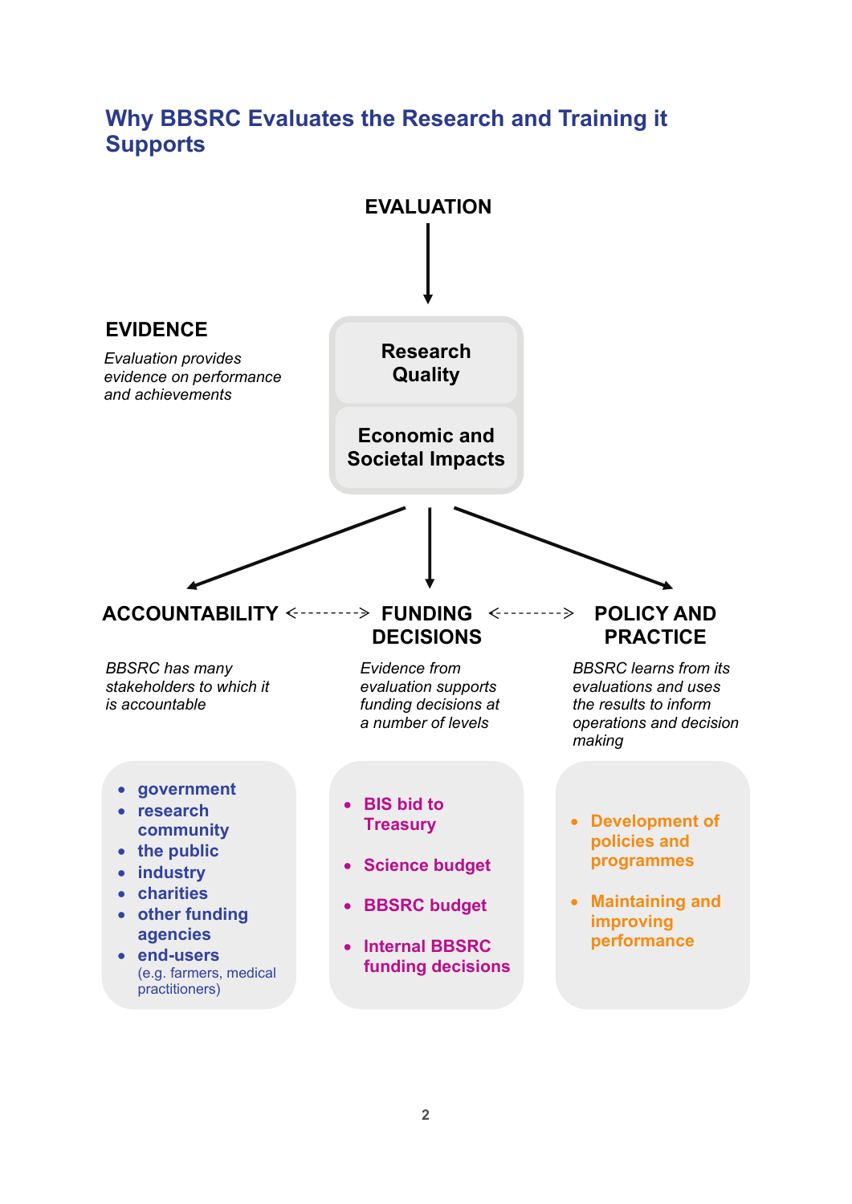# Why BBSRC Evaluates the Research and Training it Supports

**EVALUATION**

**Research Quality**

**Economic and Societal Impacts**

## EVIDENCE

*Evaluation provides evidence on performance and achievements*

## ACCOUNTABILITY

*BBSRC has many stakeholders to which it is accountable*

- **government**
- **research community**
- **the public**
- **industry**
- **charities**
- **other funding agencies**
- **end-users** (e.g. farmers, medical practitioners)

## FUNDING DECISIONS

*Evidence from evaluation supports funding decisions at a number of levels*

- **BIS bid to Treasury**
- **Science budget**
- **BBSRC budget**
- **Internal BBSRC funding decisions**

## POLICY AND PRACTICE

*BBSRC learns from its evaluations and uses the results to inform operations and decision making*

- **Development of policies and programmes**
- **Maintaining and improving performance**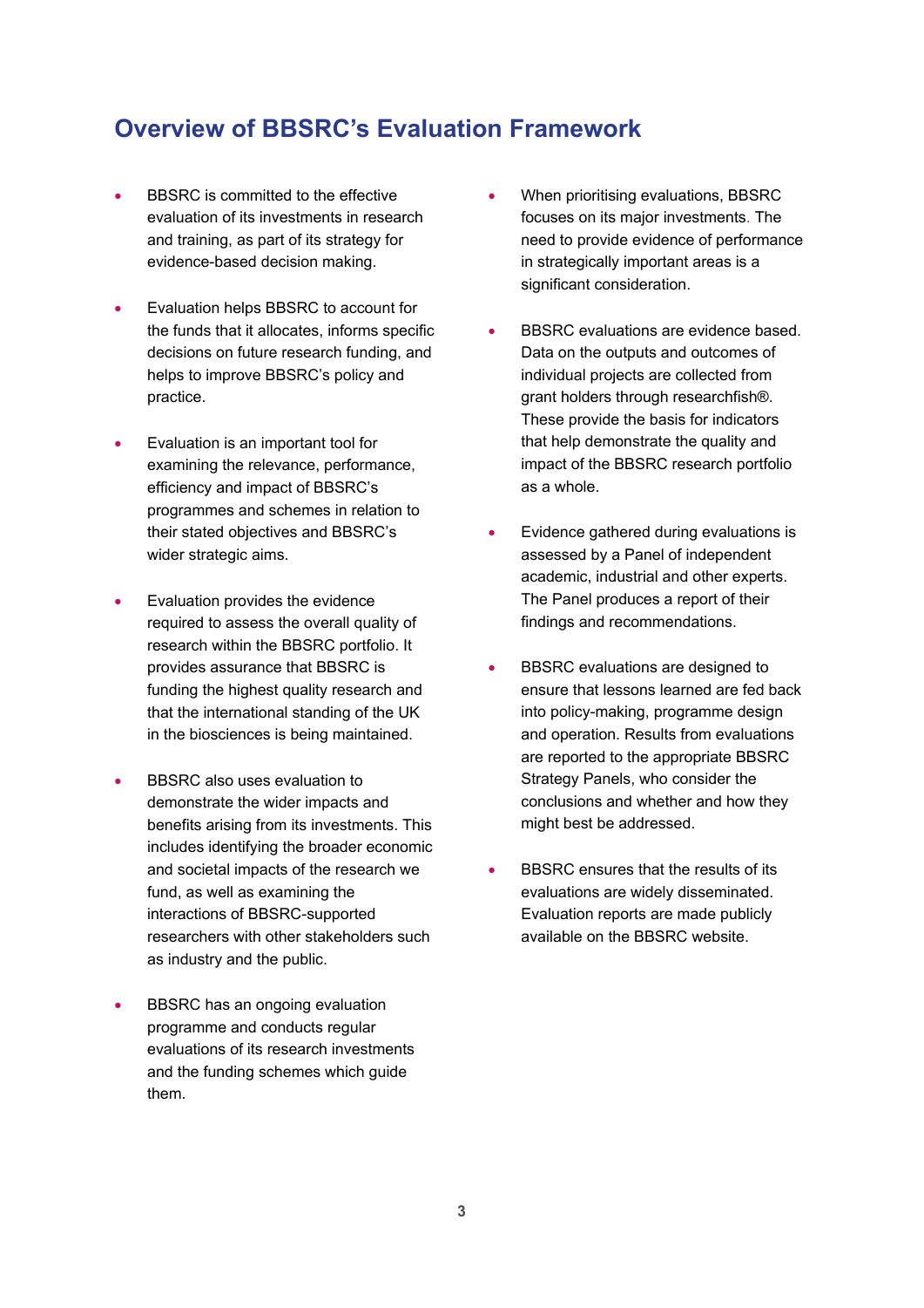## Overview of BBSRC's Evaluation Framework

- BBSRC is committed to the effective evaluation of its investments in research and training, as part of its strategy for evidence-based decision making.

- Evaluation helps BBSRC to account for the funds that it allocates, informs specific decisions on future research funding, and helps to improve BBSRC's policy and practice.

- Evaluation is an important tool for examining the relevance, performance, efficiency and impact of BBSRC's programmes and schemes in relation to their stated objectives and BBSRC's wider strategic aims.

- Evaluation provides the evidence required to assess the overall quality of research within the BBSRC portfolio. It provides assurance that BBSRC is funding the highest quality research and that the international standing of the UK in the biosciences is being maintained.

- BBSRC also uses evaluation to demonstrate the wider impacts and benefits arising from its investments. This includes identifying the broader economic and societal impacts of the research we fund, as well as examining the interactions of BBSRC-supported researchers with other stakeholders such as industry and the public.

- BBSRC has an ongoing evaluation programme and conducts regular evaluations of its research investments and the funding schemes which guide them.

- When prioritising evaluations, BBSRC focuses on its major investments. The need to provide evidence of performance in strategically important areas is a significant consideration.

- BBSRC evaluations are evidence based. Data on the outputs and outcomes of individual projects are collected from grant holders through researchfish®. These provide the basis for indicators that help demonstrate the quality and impact of the BBSRC research portfolio as a whole.

- Evidence gathered during evaluations is assessed by a Panel of independent academic, industrial and other experts. The Panel produces a report of their findings and recommendations.

- BBSRC evaluations are designed to ensure that lessons learned are fed back into policy-making, programme design and operation. Results from evaluations are reported to the appropriate BBSRC Strategy Panels, who consider the conclusions and whether and how they might best be addressed.

- BBSRC ensures that the results of its evaluations are widely disseminated. Evaluation reports are made publicly available on the BBSRC website.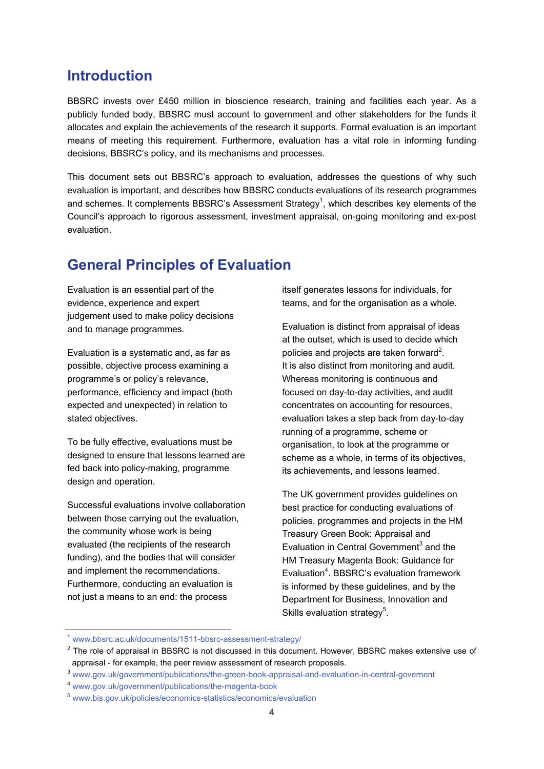## Introduction

BBSRC invests over £450 million in bioscience research, training and facilities each year. As a publicly funded body, BBSRC must account to government and other stakeholders for the funds it allocates and explain the achievements of the research it supports. Formal evaluation is an important means of meeting this requirement. Furthermore, evaluation has a vital role in informing funding decisions, BBSRC's policy, and its mechanisms and processes.

This document sets out BBSRC's approach to evaluation, addresses the questions of why such evaluation is important, and describes how BBSRC conducts evaluations of its research programmes and schemes. It complements BBSRC's Assessment Strategy[1], which describes key elements of the Council's approach to rigorous assessment, investment appraisal, on-going monitoring and ex-post evaluation.

## General Principles of Evaluation

Evaluation is an essential part of the evidence, experience and expert judgement used to make policy decisions and to manage programmes.

Evaluation is a systematic and, as far as possible, objective process examining a programme's or policy's relevance, performance, efficiency and impact (both expected and unexpected) in relation to stated objectives.

To be fully effective, evaluations must be designed to ensure that lessons learned are fed back into policy-making, programme design and operation.

Successful evaluations involve collaboration between those carrying out the evaluation, the community whose work is being evaluated (the recipients of the research funding), and the bodies that will consider and implement the recommendations. Furthermore, conducting an evaluation is not just a means to an end: the process itself generates lessons for individuals, for teams, and for the organisation as a whole.

Evaluation is distinct from appraisal of ideas at the outset, which is used to decide which policies and projects are taken forward[2]. It is also distinct from monitoring and audit. Whereas monitoring is continuous and focused on day-to-day activities, and audit concentrates on accounting for resources, evaluation takes a step back from day-to-day running of a programme, scheme or organisation, to look at the programme or scheme as a whole, in terms of its objectives, its achievements, and lessons learned.

The UK government provides guidelines on best practice for conducting evaluations of policies, programmes and projects in the HM Treasury Green Book: Appraisal and Evaluation in Central Government[3] and the HM Treasury Magenta Book: Guidance for Evaluation[4]. BBSRC's evaluation framework is informed by these guidelines, and by the Department for Business, Innovation and Skills evaluation strategy[5].

---

[1] www.bbsrc.ac.uk/documents/1511-bbsrc-assessment-strategy/

[2] The role of appraisal in BBSRC is not discussed in this document. However, BBSRC makes extensive use of appraisal - for example, the peer review assessment of research proposals.

[3] www.gov.uk/government/publications/the-green-book-appraisal-and-evaluation-in-central-governent

[4] www.gov.uk/government/publications/the-magenta-book

[5] www.bis.gov.uk/policies/economics-statistics/economics/evaluation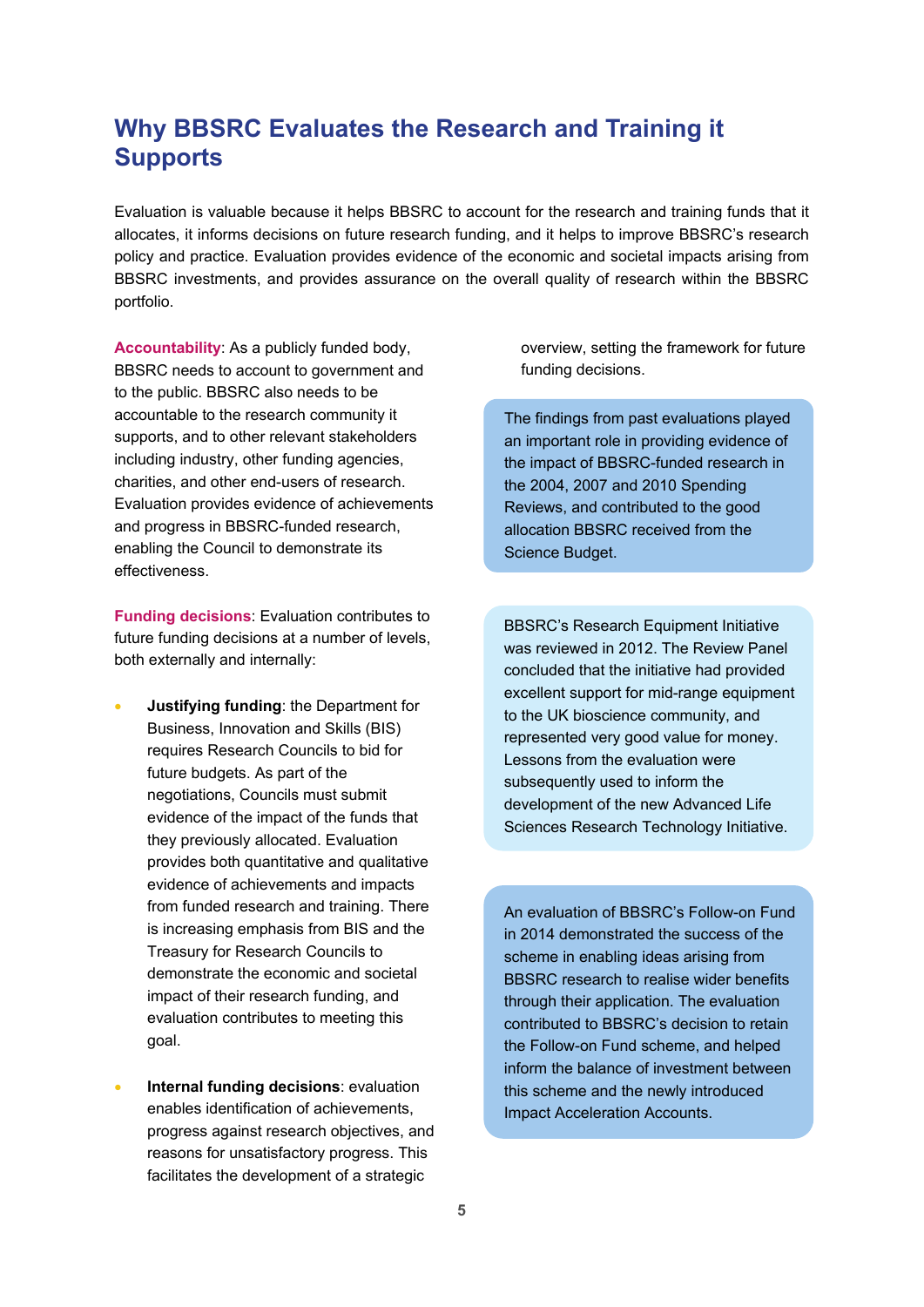# Why BBSRC Evaluates the Research and Training it Supports

Evaluation is valuable because it helps BBSRC to account for the research and training funds that it allocates, it informs decisions on future research funding, and it helps to improve BBSRC's research policy and practice. Evaluation provides evidence of the economic and societal impacts arising from BBSRC investments, and provides assurance on the overall quality of research within the BBSRC portfolio.

**Accountability**: As a publicly funded body, BBSRC needs to account to government and to the public. BBSRC also needs to be accountable to the research community it supports, and to other relevant stakeholders including industry, other funding agencies, charities, and other end-users of research. Evaluation provides evidence of achievements and progress in BBSRC-funded research, enabling the Council to demonstrate its effectiveness.

**Funding decisions**: Evaluation contributes to future funding decisions at a number of levels, both externally and internally:

- **Justifying funding**: the Department for Business, Innovation and Skills (BIS) requires Research Councils to bid for future budgets. As part of the negotiations, Councils must submit evidence of the impact of the funds that they previously allocated. Evaluation provides both quantitative and qualitative evidence of achievements and impacts from funded research and training. There is increasing emphasis from BIS and the Treasury for Research Councils to demonstrate the economic and societal impact of their research funding, and evaluation contributes to meeting this goal.

- **Internal funding decisions**: evaluation enables identification of achievements, progress against research objectives, and reasons for unsatisfactory progress. This facilitates the development of a strategic overview, setting the framework for future funding decisions.

The findings from past evaluations played an important role in providing evidence of the impact of BBSRC-funded research in the 2004, 2007 and 2010 Spending Reviews, and contributed to the good allocation BBSRC received from the Science Budget.

BBSRC's Research Equipment Initiative was reviewed in 2012. The Review Panel concluded that the initiative had provided excellent support for mid-range equipment to the UK bioscience community, and represented very good value for money. Lessons from the evaluation were subsequently used to inform the development of the new Advanced Life Sciences Research Technology Initiative.

An evaluation of BBSRC's Follow-on Fund in 2014 demonstrated the success of the scheme in enabling ideas arising from BBSRC research to realise wider benefits through their application. The evaluation contributed to BBSRC's decision to retain the Follow-on Fund scheme, and helped inform the balance of investment between this scheme and the newly introduced Impact Acceleration Accounts.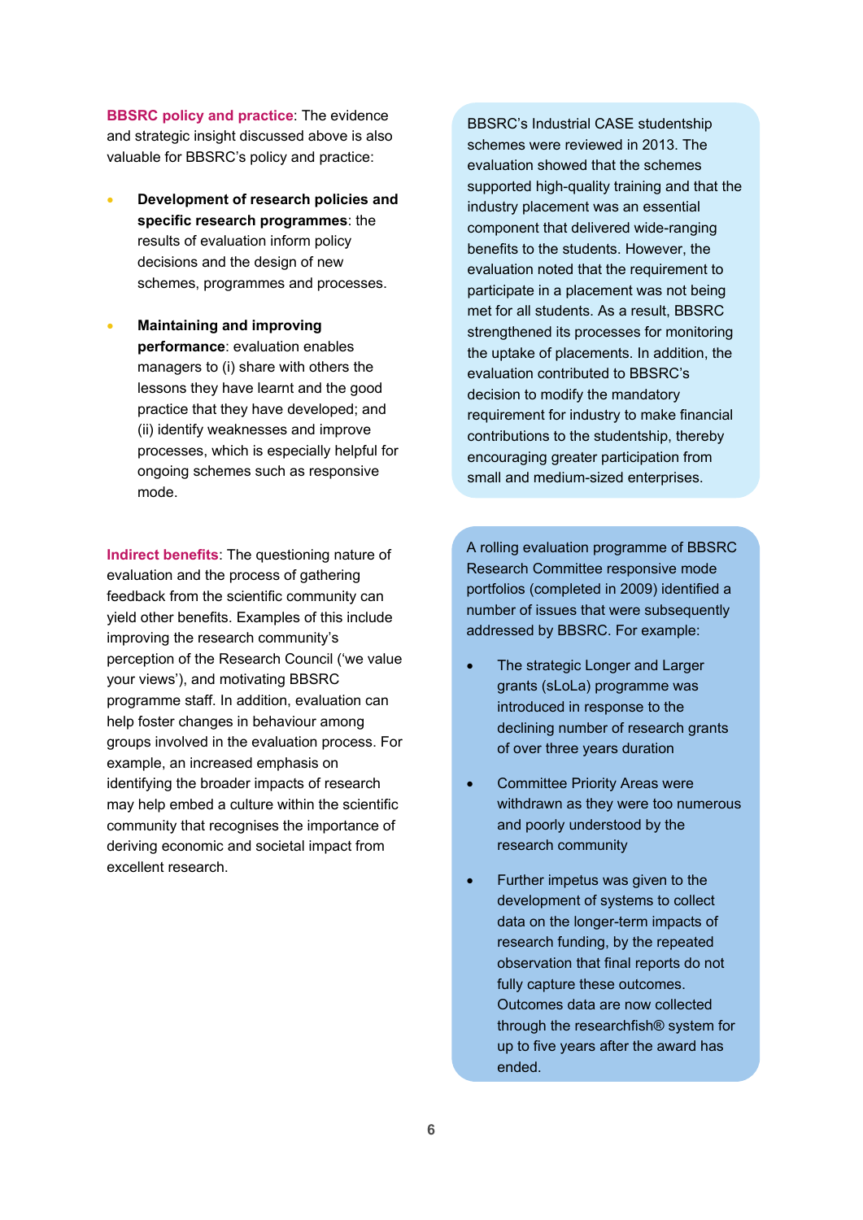**BBSRC policy and practice**: The evidence and strategic insight discussed above is also valuable for BBSRC's policy and practice:

- **Development of research policies and specific research programmes**: the results of evaluation inform policy decisions and the design of new schemes, programmes and processes.
- **Maintaining and improving performance**: evaluation enables managers to (i) share with others the lessons they have learnt and the good practice that they have developed; and (ii) identify weaknesses and improve processes, which is especially helpful for ongoing schemes such as responsive mode.

BBSRC's Industrial CASE studentship schemes were reviewed in 2013. The evaluation showed that the schemes supported high-quality training and that the industry placement was an essential component that delivered wide-ranging benefits to the students. However, the evaluation noted that the requirement to participate in a placement was not being met for all students. As a result, BBSRC strengthened its processes for monitoring the uptake of placements. In addition, the evaluation contributed to BBSRC's decision to modify the mandatory requirement for industry to make financial contributions to the studentship, thereby encouraging greater participation from small and medium-sized enterprises.

**Indirect benefits**: The questioning nature of evaluation and the process of gathering feedback from the scientific community can yield other benefits. Examples of this include improving the research community's perception of the Research Council ('we value your views'), and motivating BBSRC programme staff. In addition, evaluation can help foster changes in behaviour among groups involved in the evaluation process. For example, an increased emphasis on identifying the broader impacts of research may help embed a culture within the scientific community that recognises the importance of deriving economic and societal impact from excellent research.

A rolling evaluation programme of BBSRC Research Committee responsive mode portfolios (completed in 2009) identified a number of issues that were subsequently addressed by BBSRC. For example:

- The strategic Longer and Larger grants (sLoLa) programme was introduced in response to the declining number of research grants of over three years duration
- Committee Priority Areas were withdrawn as they were too numerous and poorly understood by the research community
- Further impetus was given to the development of systems to collect data on the longer-term impacts of research funding, by the repeated observation that final reports do not fully capture these outcomes. Outcomes data are now collected through the researchfish® system for up to five years after the award has ended.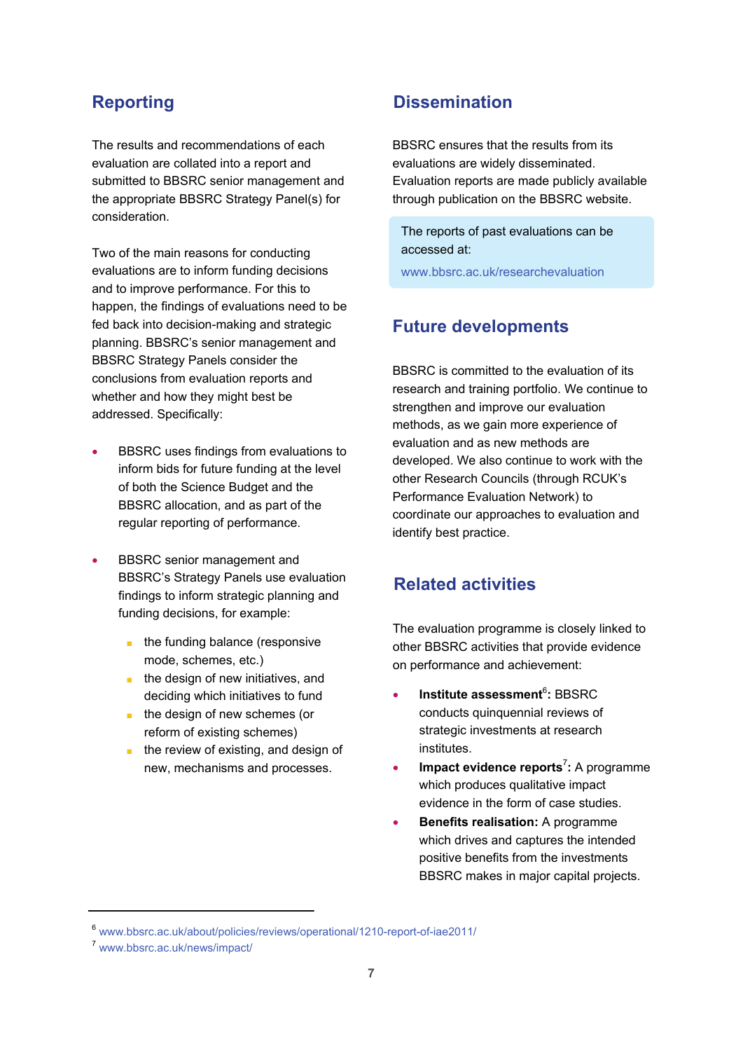## Reporting

The results and recommendations of each evaluation are collated into a report and submitted to BBSRC senior management and the appropriate BBSRC Strategy Panel(s) for consideration.

Two of the main reasons for conducting evaluations are to inform funding decisions and to improve performance. For this to happen, the findings of evaluations need to be fed back into decision-making and strategic planning. BBSRC's senior management and BBSRC Strategy Panels consider the conclusions from evaluation reports and whether and how they might best be addressed. Specifically:

- BBSRC uses findings from evaluations to inform bids for future funding at the level of both the Science Budget and the BBSRC allocation, and as part of the regular reporting of performance.
- BBSRC senior management and BBSRC's Strategy Panels use evaluation findings to inform strategic planning and funding decisions, for example:
  - the funding balance (responsive mode, schemes, etc.)
  - the design of new initiatives, and deciding which initiatives to fund
  - the design of new schemes (or reform of existing schemes)
  - the review of existing, and design of new, mechanisms and processes.

## Dissemination

BBSRC ensures that the results from its evaluations are widely disseminated. Evaluation reports are made publicly available through publication on the BBSRC website.

> The reports of past evaluations can be accessed at:
>
> www.bbsrc.ac.uk/researchevaluation

## Future developments

BBSRC is committed to the evaluation of its research and training portfolio. We continue to strengthen and improve our evaluation methods, as we gain more experience of evaluation and as new methods are developed. We also continue to work with the other Research Councils (through RCUK's Performance Evaluation Network) to coordinate our approaches to evaluation and identify best practice.

## Related activities

The evaluation programme is closely linked to other BBSRC activities that provide evidence on performance and achievement:

- **Institute assessment**[6]**:** BBSRC conducts quinquennial reviews of strategic investments at research institutes.
- **Impact evidence reports**[7]**:** A programme which produces qualitative impact evidence in the form of case studies.
- **Benefits realisation:** A programme which drives and captures the intended positive benefits from the investments BBSRC makes in major capital projects.

---

[6] www.bbsrc.ac.uk/about/policies/reviews/operational/1210-report-of-iae2011/

[7] www.bbsrc.ac.uk/news/impact/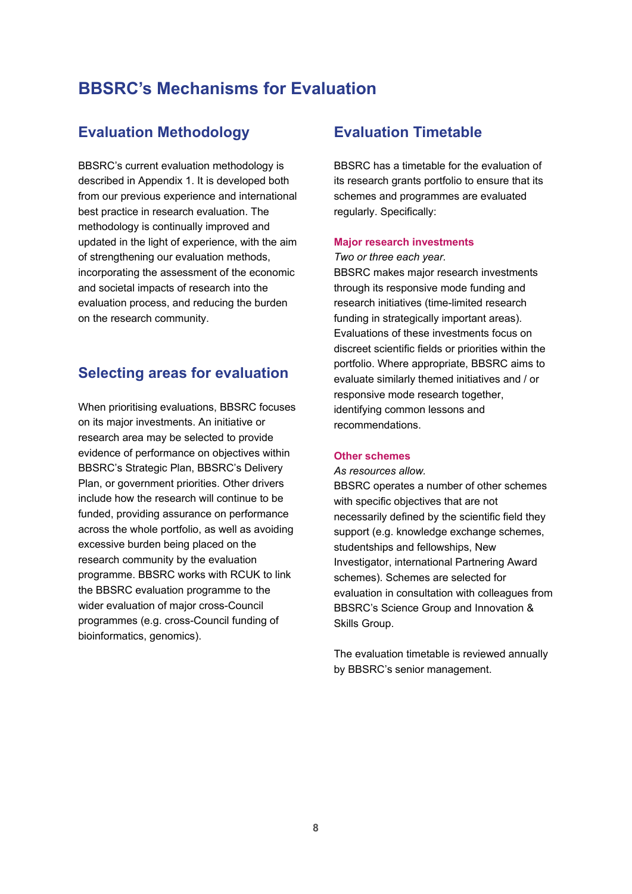# BBSRC's Mechanisms for Evaluation

## Evaluation Methodology

BBSRC's current evaluation methodology is described in Appendix 1. It is developed both from our previous experience and international best practice in research evaluation. The methodology is continually improved and updated in the light of experience, with the aim of strengthening our evaluation methods, incorporating the assessment of the economic and societal impacts of research into the evaluation process, and reducing the burden on the research community.

## Selecting areas for evaluation

When prioritising evaluations, BBSRC focuses on its major investments. An initiative or research area may be selected to provide evidence of performance on objectives within BBSRC's Strategic Plan, BBSRC's Delivery Plan, or government priorities. Other drivers include how the research will continue to be funded, providing assurance on performance across the whole portfolio, as well as avoiding excessive burden being placed on the research community by the evaluation programme. BBSRC works with RCUK to link the BBSRC evaluation programme to the wider evaluation of major cross-Council programmes (e.g. cross-Council funding of bioinformatics, genomics).

## Evaluation Timetable

BBSRC has a timetable for the evaluation of its research grants portfolio to ensure that its schemes and programmes are evaluated regularly. Specifically:

### Major research investments

*Two or three each year.*

BBSRC makes major research investments through its responsive mode funding and research initiatives (time-limited research funding in strategically important areas). Evaluations of these investments focus on discreet scientific fields or priorities within the portfolio. Where appropriate, BBSRC aims to evaluate similarly themed initiatives and / or responsive mode research together, identifying common lessons and recommendations.

### Other schemes

*As resources allow.*

BBSRC operates a number of other schemes with specific objectives that are not necessarily defined by the scientific field they support (e.g. knowledge exchange schemes, studentships and fellowships, New Investigator, international Partnering Award schemes). Schemes are selected for evaluation in consultation with colleagues from BBSRC's Science Group and Innovation & Skills Group.

The evaluation timetable is reviewed annually by BBSRC's senior management.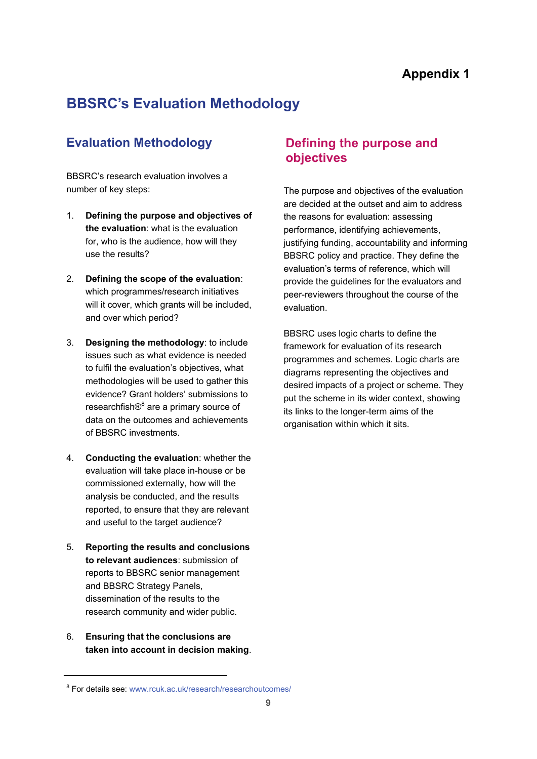Appendix 1

# BBSRC's Evaluation Methodology

## Evaluation Methodology

BBSRC's research evaluation involves a number of key steps:

1. **Defining the purpose and objectives of the evaluation**: what is the evaluation for, who is the audience, how will they use the results?

2. **Defining the scope of the evaluation**: which programmes/research initiatives will it cover, which grants will be included, and over which period?

3. **Designing the methodology**: to include issues such as what evidence is needed to fulfil the evaluation's objectives, what methodologies will be used to gather this evidence? Grant holders' submissions to researchfish®[8] are a primary source of data on the outcomes and achievements of BBSRC investments.

4. **Conducting the evaluation**: whether the evaluation will take place in-house or be commissioned externally, how will the analysis be conducted, and the results reported, to ensure that they are relevant and useful to the target audience?

5. **Reporting the results and conclusions to relevant audiences**: submission of reports to BBSRC senior management and BBSRC Strategy Panels, dissemination of the results to the research community and wider public.

6. **Ensuring that the conclusions are taken into account in decision making**.

## Defining the purpose and objectives

The purpose and objectives of the evaluation are decided at the outset and aim to address the reasons for evaluation: assessing performance, identifying achievements, justifying funding, accountability and informing BBSRC policy and practice. They define the evaluation's terms of reference, which will provide the guidelines for the evaluators and peer-reviewers throughout the course of the evaluation.

BBSRC uses logic charts to define the framework for evaluation of its research programmes and schemes. Logic charts are diagrams representing the objectives and desired impacts of a project or scheme. They put the scheme in its wider context, showing its links to the longer-term aims of the organisation within which it sits.

---

[8] For details see: www.rcuk.ac.uk/research/researchoutcomes/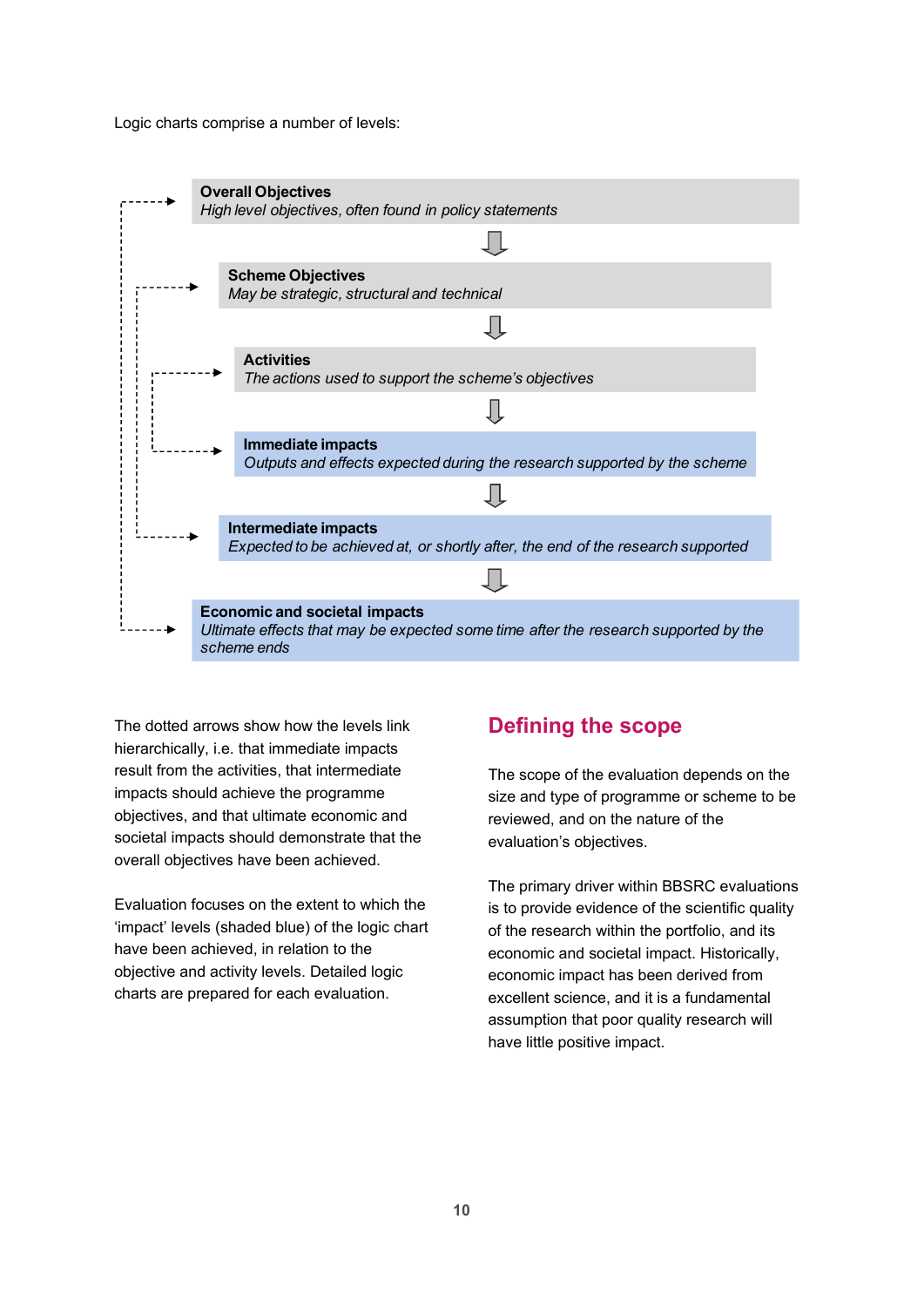Logic charts comprise a number of levels:

**Overall Objectives**
*High level objectives, often found in policy statements*

**Scheme Objectives**
*May be strategic, structural and technical*

**Activities**
*The actions used to support the scheme's objectives*

**Immediate impacts**
*Outputs and effects expected during the research supported by the scheme*

**Intermediate impacts**
*Expected to be achieved at, or shortly after, the end of the research supported*

**Economic and societal impacts**
*Ultimate effects that may be expected some time after the research supported by the scheme ends*

The dotted arrows show how the levels link hierarchically, i.e. that immediate impacts result from the activities, that intermediate impacts should achieve the programme objectives, and that ultimate economic and societal impacts should demonstrate that the overall objectives have been achieved.

Evaluation focuses on the extent to which the 'impact' levels (shaded blue) of the logic chart have been achieved, in relation to the objective and activity levels. Detailed logic charts are prepared for each evaluation.

## Defining the scope

The scope of the evaluation depends on the size and type of programme or scheme to be reviewed, and on the nature of the evaluation's objectives.

The primary driver within BBSRC evaluations is to provide evidence of the scientific quality of the research within the portfolio, and its economic and societal impact. Historically, economic impact has been derived from excellent science, and it is a fundamental assumption that poor quality research will have little positive impact.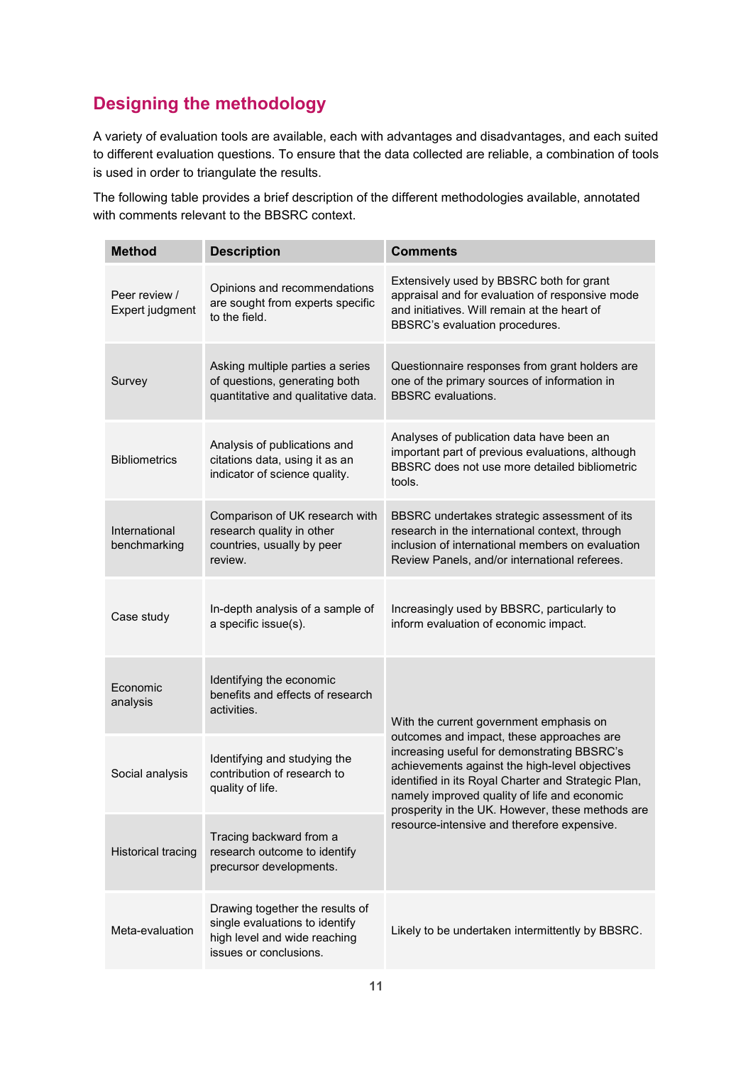## Designing the methodology

A variety of evaluation tools are available, each with advantages and disadvantages, and each suited to different evaluation questions. To ensure that the data collected are reliable, a combination of tools is used in order to triangulate the results.

The following table provides a brief description of the different methodologies available, annotated with comments relevant to the BBSRC context.

| Method | Description | Comments |
|---|---|---|
| Peer review / Expert judgment | Opinions and recommendations are sought from experts specific to the field. | Extensively used by BBSRC both for grant appraisal and for evaluation of responsive mode and initiatives. Will remain at the heart of BBSRC's evaluation procedures. |
| Survey | Asking multiple parties a series of questions, generating both quantitative and qualitative data. | Questionnaire responses from grant holders are one of the primary sources of information in BBSRC evaluations. |
| Bibliometrics | Analysis of publications and citations data, using it as an indicator of science quality. | Analyses of publication data have been an important part of previous evaluations, although BBSRC does not use more detailed bibliometric tools. |
| International benchmarking | Comparison of UK research with research quality in other countries, usually by peer review. | BBSRC undertakes strategic assessment of its research in the international context, through inclusion of international members on evaluation Review Panels, and/or international referees. |
| Case study | In-depth analysis of a sample of a specific issue(s). | Increasingly used by BBSRC, particularly to inform evaluation of economic impact. |
| Economic analysis | Identifying the economic benefits and effects of research activities. | With the current government emphasis on outcomes and impact, these approaches are increasing useful for demonstrating BBSRC's achievements against the high-level objectives identified in its Royal Charter and Strategic Plan, namely improved quality of life and economic prosperity in the UK. However, these methods are resource-intensive and therefore expensive. |
| Social analysis | Identifying and studying the contribution of research to quality of life. | |
| Historical tracing | Tracing backward from a research outcome to identify precursor developments. | |
| Meta-evaluation | Drawing together the results of single evaluations to identify high level and wide reaching issues or conclusions. | Likely to be undertaken intermittently by BBSRC. |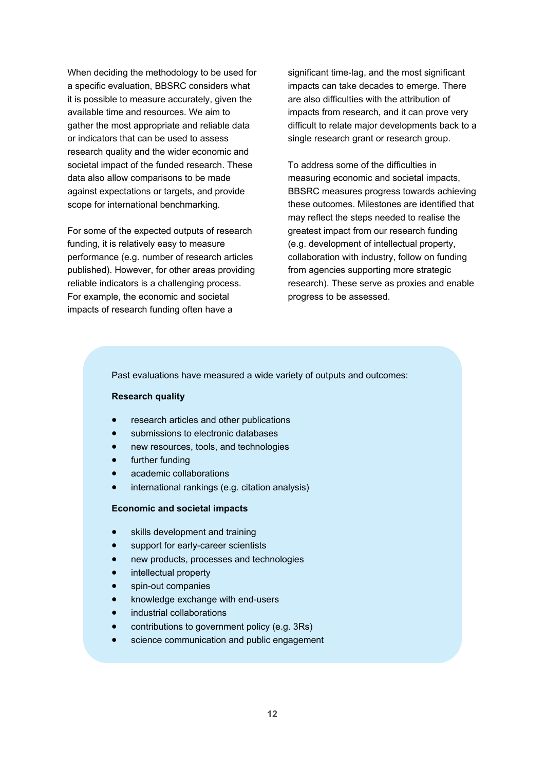When deciding the methodology to be used for a specific evaluation, BBSRC considers what it is possible to measure accurately, given the available time and resources. We aim to gather the most appropriate and reliable data or indicators that can be used to assess research quality and the wider economic and societal impact of the funded research. These data also allow comparisons to be made against expectations or targets, and provide scope for international benchmarking.

For some of the expected outputs of research funding, it is relatively easy to measure performance (e.g. number of research articles published). However, for other areas providing reliable indicators is a challenging process. For example, the economic and societal impacts of research funding often have a significant time-lag, and the most significant impacts can take decades to emerge. There are also difficulties with the attribution of impacts from research, and it can prove very difficult to relate major developments back to a single research grant or research group.

To address some of the difficulties in measuring economic and societal impacts, BBSRC measures progress towards achieving these outcomes. Milestones are identified that may reflect the steps needed to realise the greatest impact from our research funding (e.g. development of intellectual property, collaboration with industry, follow on funding from agencies supporting more strategic research). These serve as proxies and enable progress to be assessed.

Past evaluations have measured a wide variety of outputs and outcomes:

**Research quality**

- research articles and other publications
- submissions to electronic databases
- new resources, tools, and technologies
- further funding
- academic collaborations
- international rankings (e.g. citation analysis)

**Economic and societal impacts**

- skills development and training
- support for early-career scientists
- new products, processes and technologies
- intellectual property
- spin-out companies
- knowledge exchange with end-users
- industrial collaborations
- contributions to government policy (e.g. 3Rs)
- science communication and public engagement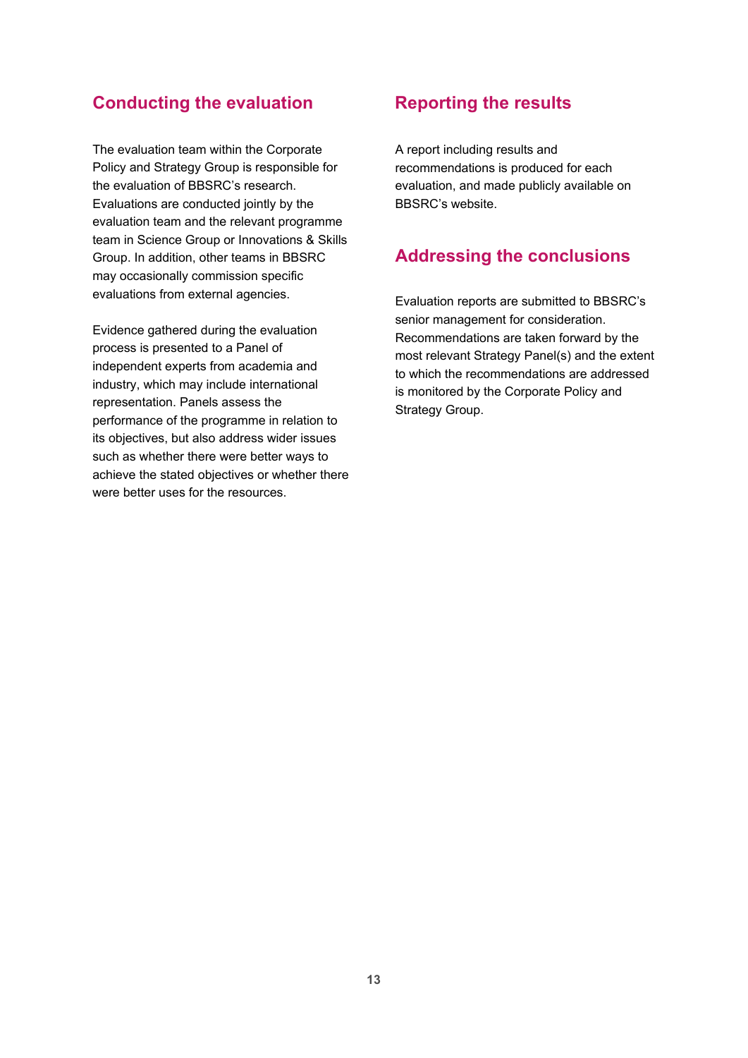## Conducting the evaluation

The evaluation team within the Corporate Policy and Strategy Group is responsible for the evaluation of BBSRC's research. Evaluations are conducted jointly by the evaluation team and the relevant programme team in Science Group or Innovations & Skills Group. In addition, other teams in BBSRC may occasionally commission specific evaluations from external agencies.

Evidence gathered during the evaluation process is presented to a Panel of independent experts from academia and industry, which may include international representation. Panels assess the performance of the programme in relation to its objectives, but also address wider issues such as whether there were better ways to achieve the stated objectives or whether there were better uses for the resources.

## Reporting the results

A report including results and recommendations is produced for each evaluation, and made publicly available on BBSRC's website.

## Addressing the conclusions

Evaluation reports are submitted to BBSRC's senior management for consideration. Recommendations are taken forward by the most relevant Strategy Panel(s) and the extent to which the recommendations are addressed is monitored by the Corporate Policy and Strategy Group.